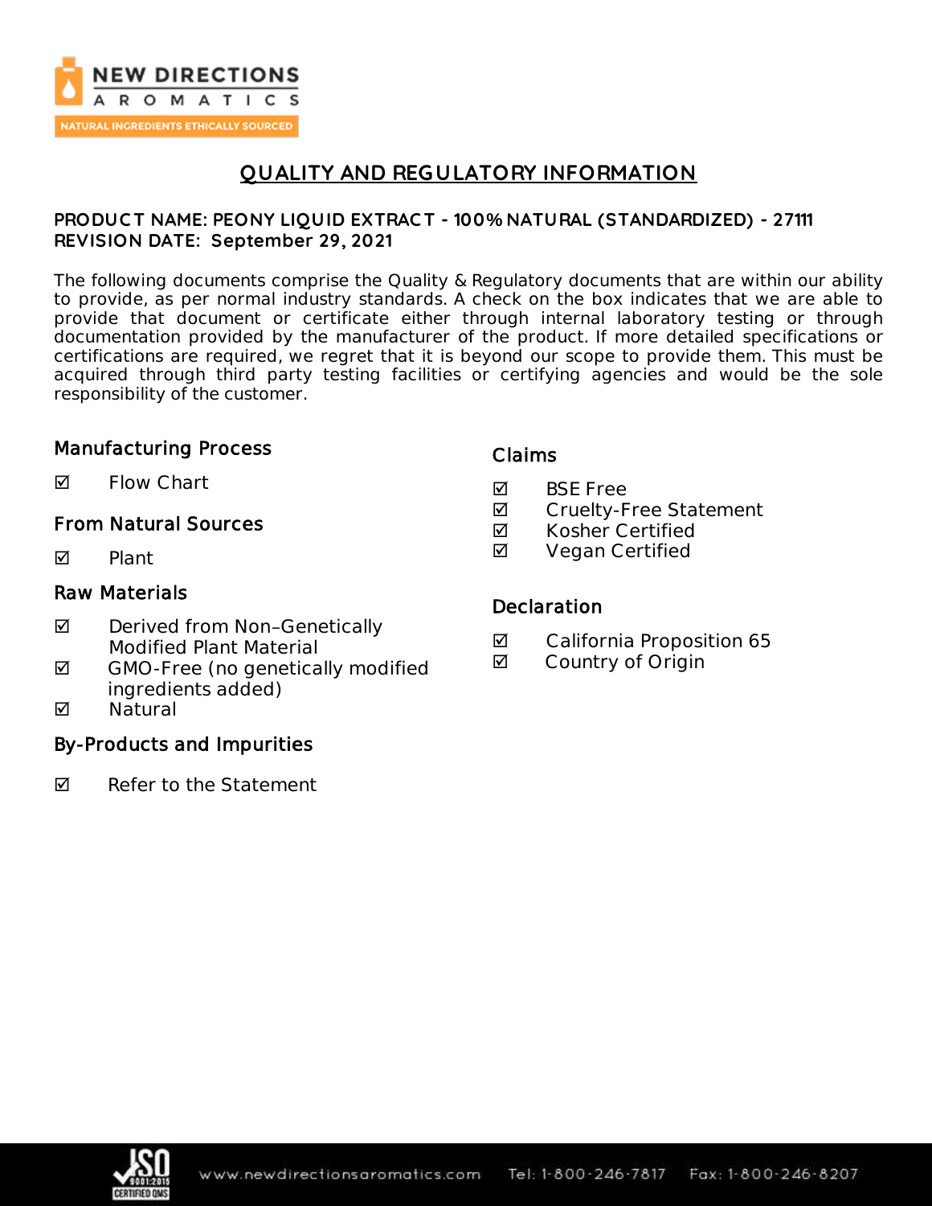# QUALITY AND REGULATORY INFORMATION

**PRODUCT NAME: PEONY LIQUID EXTRACT - 100% NATURAL (STANDARDIZED) - 27111**
**REVISION DATE: September 29, 2021**

The following documents comprise the Quality & Regulatory documents that are within our ability to provide, as per normal industry standards. A check on the box indicates that we are able to provide that document or certificate either through internal laboratory testing or through documentation provided by the manufacturer of the product. If more detailed specifications or certifications are required, we regret that it is beyond our scope to provide them. This must be acquired through third party testing facilities or certifying agencies and would be the sole responsibility of the customer.

## Manufacturing Process

- ☑ Flow Chart

## From Natural Sources

- ☑ Plant

## Raw Materials

- ☑ Derived from Non–Genetically Modified Plant Material
- ☑ GMO-Free (no genetically modified ingredients added)
- ☑ Natural

## By-Products and Impurities

- ☑ Refer to the Statement

## Claims

- ☑ BSE Free
- ☑ Cruelty-Free Statement
- ☑ Kosher Certified
- ☑ Vegan Certified

## Declaration

- ☑ California Proposition 65
- ☑ Country of Origin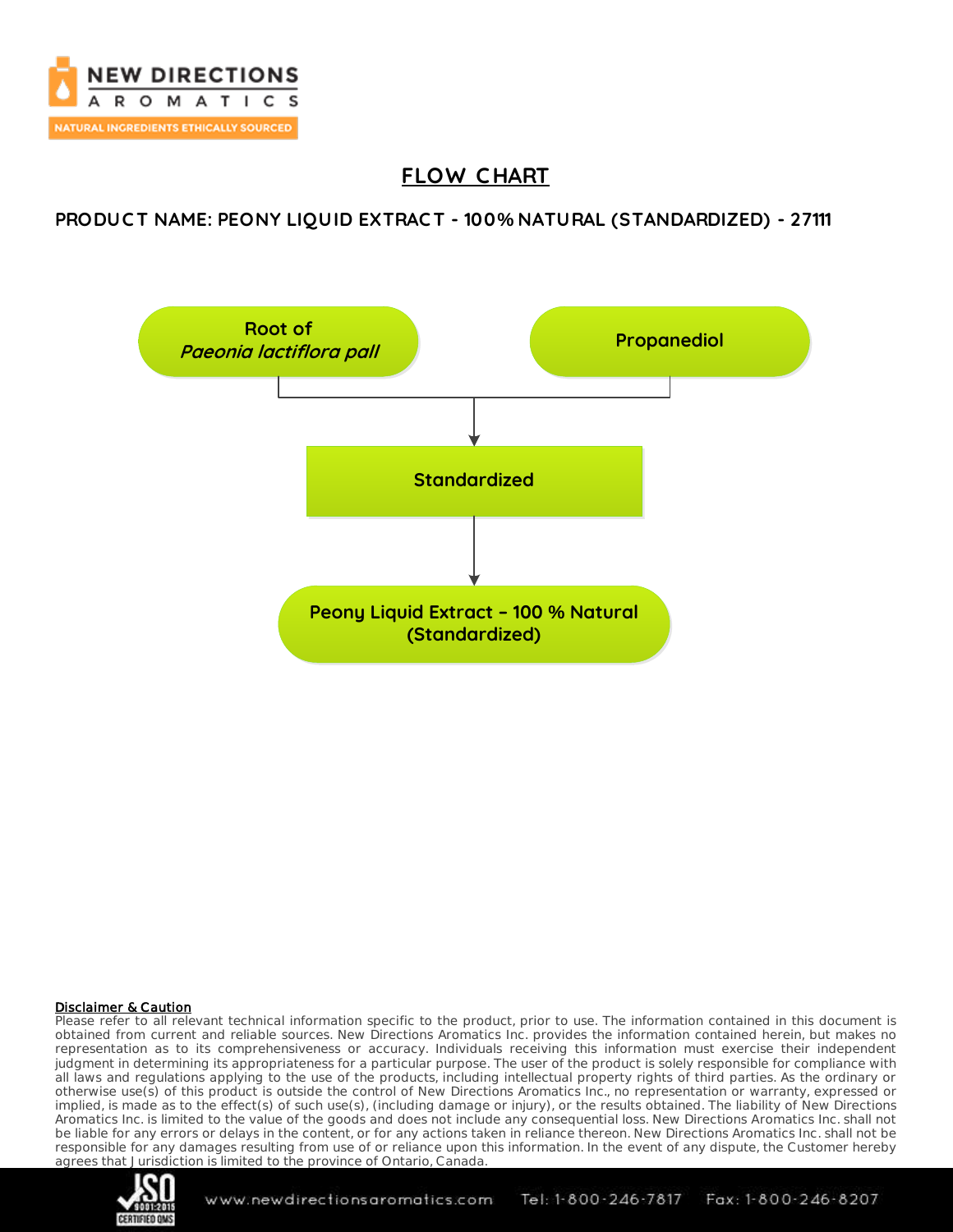# FLOW CHART

**PRODUCT NAME: PEONY LIQUID EXTRACT - 100% NATURAL (STANDARDIZED) - 27111**

Root of *Paeonia lactiflora pall*

Propanediol

↓

Standardized

↓

Peony Liquid Extract – 100 % Natural (Standardized)

**Disclaimer & Caution**

Please refer to all relevant technical information specific to the product, prior to use. The information contained in this document is obtained from current and reliable sources. New Directions Aromatics Inc. provides the information contained herein, but makes no representation as to its comprehensiveness or accuracy. Individuals receiving this information must exercise their independent judgment in determining its appropriateness for a particular purpose. The user of the product is solely responsible for compliance with all laws and regulations applying to the use of the products, including intellectual property rights of third parties. As the ordinary or otherwise use(s) of this product is outside the control of New Directions Aromatics Inc., no representation or warranty, expressed or implied, is made as to the effect(s) of such use(s), (including damage or injury), or the results obtained. The liability of New Directions Aromatics Inc. is limited to the value of the goods and does not include any consequential loss. New Directions Aromatics Inc. shall not be liable for any errors or delays in the content, or for any actions taken in reliance thereon. New Directions Aromatics Inc. shall not be responsible for any damages resulting from use of or reliance upon this information. In the event of any dispute, the Customer hereby agrees that Jurisdiction is limited to the province of Ontario, Canada.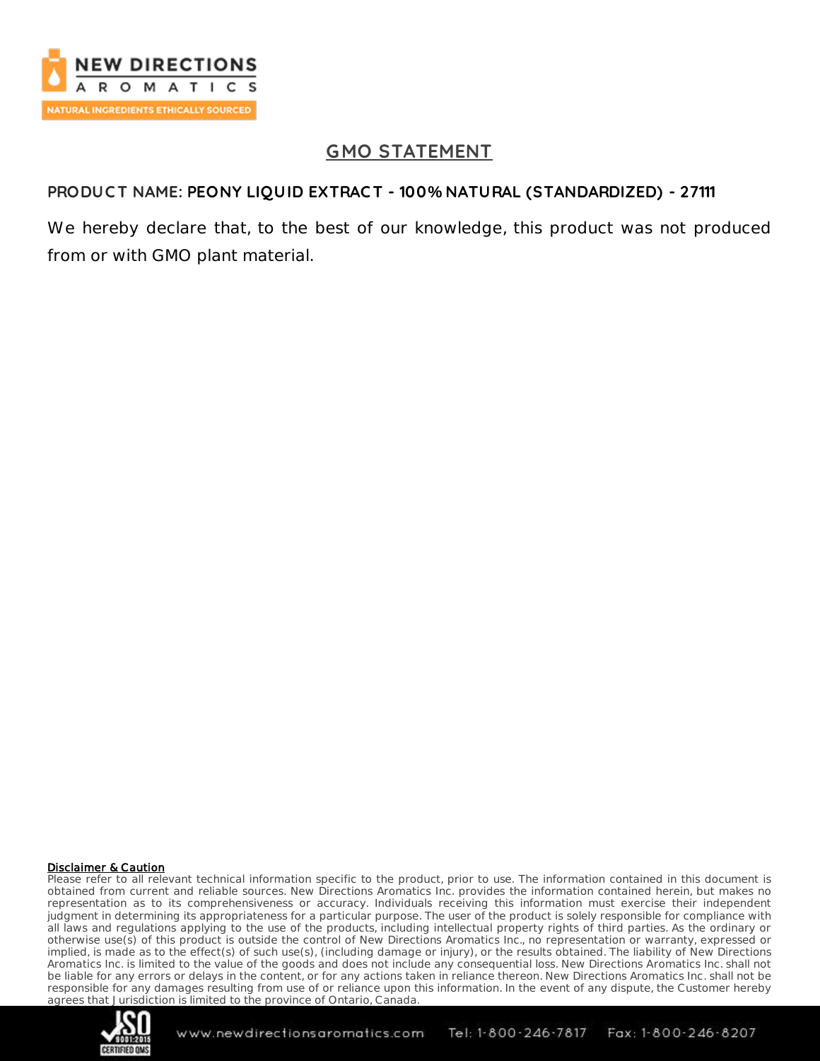## GMO STATEMENT

**PRODUCT NAME: PEONY LIQUID EXTRACT - 100% NATURAL (STANDARDIZED) - 27111**

We hereby declare that, to the best of our knowledge, this product was not produced from or with GMO plant material.

**Disclaimer & Caution**

Please refer to all relevant technical information specific to the product, prior to use. The information contained in this document is obtained from current and reliable sources. New Directions Aromatics Inc. provides the information contained herein, but makes no representation as to its comprehensiveness or accuracy. Individuals receiving this information must exercise their independent judgment in determining its appropriateness for a particular purpose. The user of the product is solely responsible for compliance with all laws and regulations applying to the use of the products, including intellectual property rights of third parties. As the ordinary or otherwise use(s) of this product is outside the control of New Directions Aromatics Inc., no representation or warranty, expressed or implied, is made as to the effect(s) of such use(s), (including damage or injury), or the results obtained. The liability of New Directions Aromatics Inc. is limited to the value of the goods and does not include any consequential loss. New Directions Aromatics Inc. shall not be liable for any errors or delays in the content, or for any actions taken in reliance thereon. New Directions Aromatics Inc. shall not be responsible for any damages resulting from use of or reliance upon this information. In the event of any dispute, the Customer hereby agrees that Jurisdiction is limited to the province of Ontario, Canada.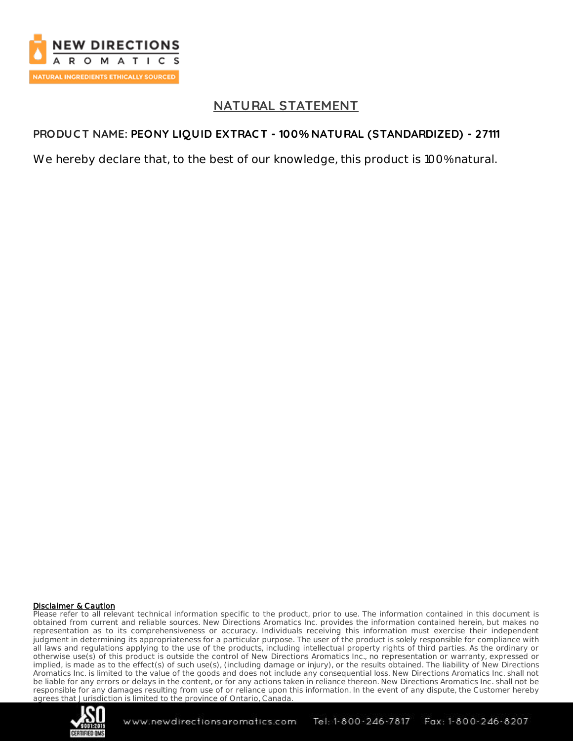## NATURAL STATEMENT

**PRODUCT NAME: PEONY LIQUID EXTRACT - 100% NATURAL (STANDARDIZED) - 27111**

We hereby declare that, to the best of our knowledge, this product is 100% natural.

**Disclaimer & Caution**

Please refer to all relevant technical information specific to the product, prior to use. The information contained in this document is obtained from current and reliable sources. New Directions Aromatics Inc. provides the information contained herein, but makes no representation as to its comprehensiveness or accuracy. Individuals receiving this information must exercise their independent judgment in determining its appropriateness for a particular purpose. The user of the product is solely responsible for compliance with all laws and regulations applying to the use of the products, including intellectual property rights of third parties. As the ordinary or otherwise use(s) of this product is outside the control of New Directions Aromatics Inc., no representation or warranty, expressed or implied, is made as to the effect(s) of such use(s), (including damage or injury), or the results obtained. The liability of New Directions Aromatics Inc. is limited to the value of the goods and does not include any consequential loss. New Directions Aromatics Inc. shall not be liable for any errors or delays in the content, or for any actions taken in reliance thereon. New Directions Aromatics Inc. shall not be responsible for any damages resulting from use of or reliance upon this information. In the event of any dispute, the Customer hereby agrees that Jurisdiction is limited to the province of Ontario, Canada.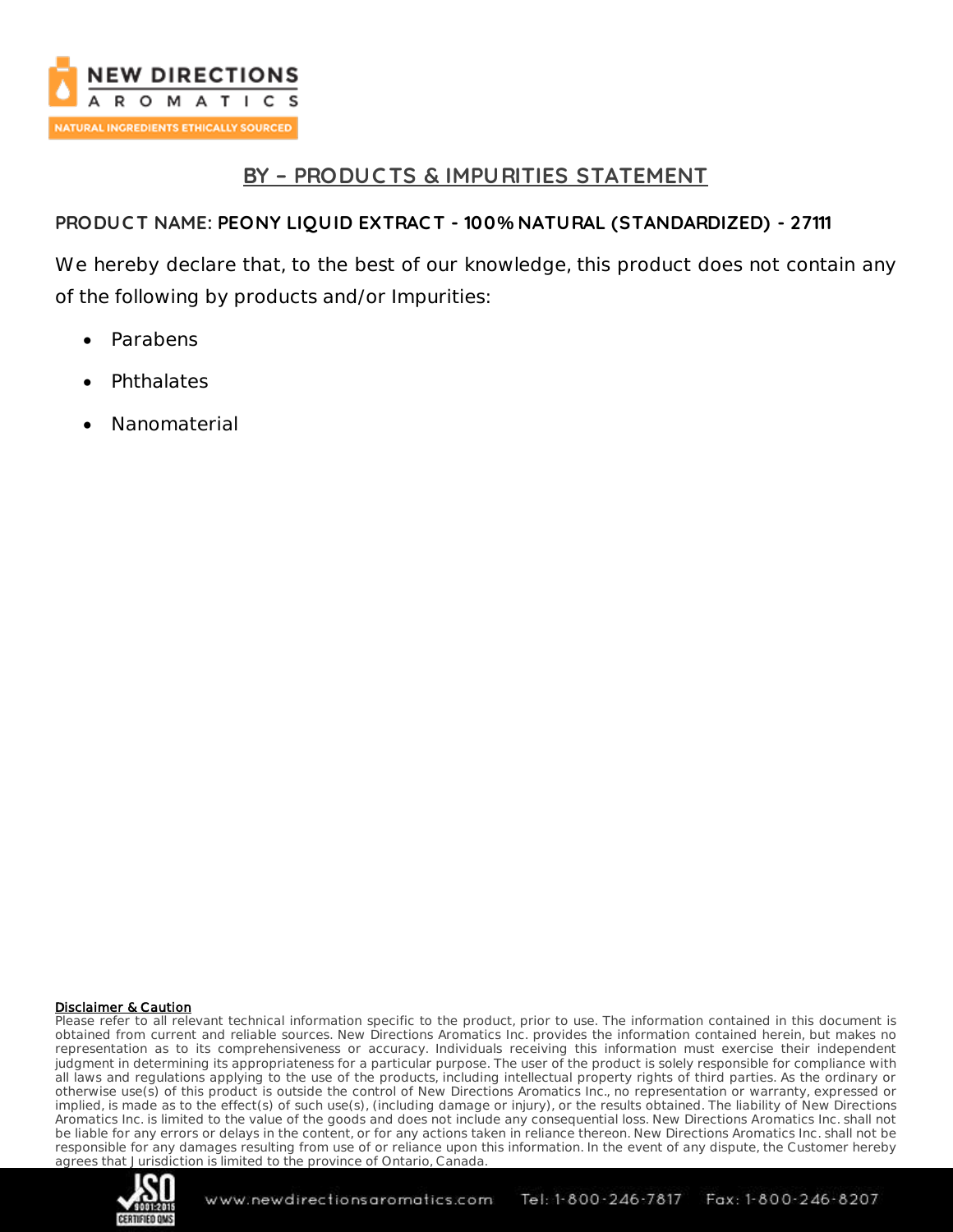## BY – PRODUCTS & IMPURITIES STATEMENT

**PRODUCT NAME: PEONY LIQUID EXTRACT - 100% NATURAL (STANDARDIZED) - 27111**

We hereby declare that, to the best of our knowledge, this product does not contain any of the following by products and/or Impurities:

- Parabens
- Phthalates
- Nanomaterial

**Disclaimer & Caution**

Please refer to all relevant technical information specific to the product, prior to use. The information contained in this document is obtained from current and reliable sources. New Directions Aromatics Inc. provides the information contained herein, but makes no representation as to its comprehensiveness or accuracy. Individuals receiving this information must exercise their independent judgment in determining its appropriateness for a particular purpose. The user of the product is solely responsible for compliance with all laws and regulations applying to the use of the products, including intellectual property rights of third parties. As the ordinary or otherwise use(s) of this product is outside the control of New Directions Aromatics Inc., no representation or warranty, expressed or implied, is made as to the effect(s) of such use(s), (including damage or injury), or the results obtained. The liability of New Directions Aromatics Inc. is limited to the value of the goods and does not include any consequential loss. New Directions Aromatics Inc. shall not be liable for any errors or delays in the content, or for any actions taken in reliance thereon. New Directions Aromatics Inc. shall not be responsible for any damages resulting from use of or reliance upon this information. In the event of any dispute, the Customer hereby agrees that Jurisdiction is limited to the province of Ontario, Canada.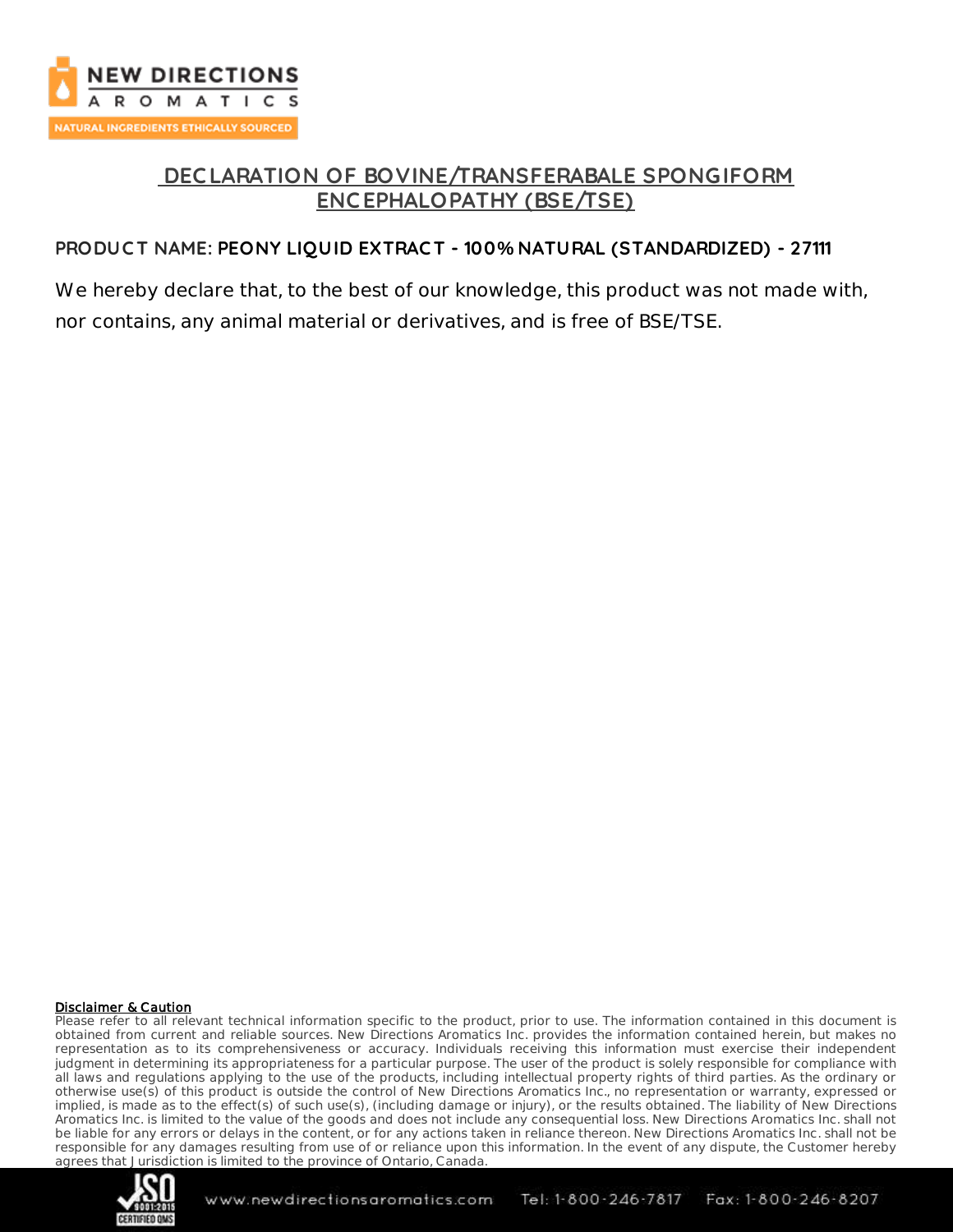# DECLARATION OF BOVINE/TRANSFERABALE SPONGIFORM ENCEPHALOPATHY (BSE/TSE)

**PRODUCT NAME: PEONY LIQUID EXTRACT - 100% NATURAL (STANDARDIZED) - 27111**

We hereby declare that, to the best of our knowledge, this product was not made with, nor contains, any animal material or derivatives, and is free of BSE/TSE.

**Disclaimer & Caution**

Please refer to all relevant technical information specific to the product, prior to use. The information contained in this document is obtained from current and reliable sources. New Directions Aromatics Inc. provides the information contained herein, but makes no representation as to its comprehensiveness or accuracy. Individuals receiving this information must exercise their independent judgment in determining its appropriateness for a particular purpose. The user of the product is solely responsible for compliance with all laws and regulations applying to the use of the products, including intellectual property rights of third parties. As the ordinary or otherwise use(s) of this product is outside the control of New Directions Aromatics Inc., no representation or warranty, expressed or implied, is made as to the effect(s) of such use(s), (including damage or injury), or the results obtained. The liability of New Directions Aromatics Inc. is limited to the value of the goods and does not include any consequential loss. New Directions Aromatics Inc. shall not be liable for any errors or delays in the content, or for any actions taken in reliance thereon. New Directions Aromatics Inc. shall not be responsible for any damages resulting from use of or reliance upon this information. In the event of any dispute, the Customer hereby agrees that Jurisdiction is limited to the province of Ontario, Canada.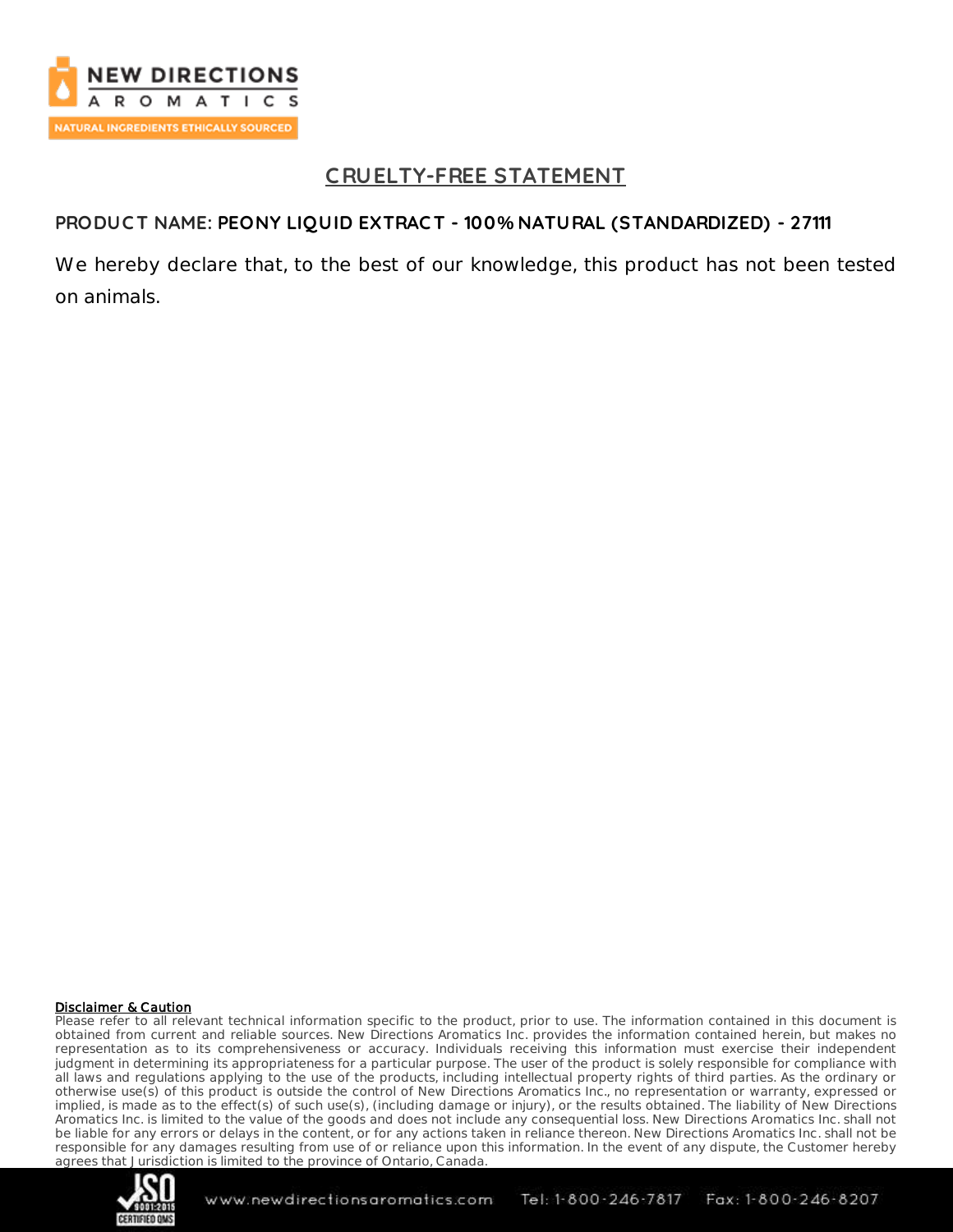# CRUELTY-FREE STATEMENT

**PRODUCT NAME: PEONY LIQUID EXTRACT - 100% NATURAL (STANDARDIZED) - 27111**

We hereby declare that, to the best of our knowledge, this product has not been tested on animals.

**Disclaimer & Caution**

Please refer to all relevant technical information specific to the product, prior to use. The information contained in this document is obtained from current and reliable sources. New Directions Aromatics Inc. provides the information contained herein, but makes no representation as to its comprehensiveness or accuracy. Individuals receiving this information must exercise their independent judgment in determining its appropriateness for a particular purpose. The user of the product is solely responsible for compliance with all laws and regulations applying to the use of the products, including intellectual property rights of third parties. As the ordinary or otherwise use(s) of this product is outside the control of New Directions Aromatics Inc., no representation or warranty, expressed or implied, is made as to the effect(s) of such use(s), (including damage or injury), or the results obtained. The liability of New Directions Aromatics Inc. is limited to the value of the goods and does not include any consequential loss. New Directions Aromatics Inc. shall not be liable for any errors or delays in the content, or for any actions taken in reliance thereon. New Directions Aromatics Inc. shall not be responsible for any damages resulting from use of or reliance upon this information. In the event of any dispute, the Customer hereby agrees that Jurisdiction is limited to the province of Ontario, Canada.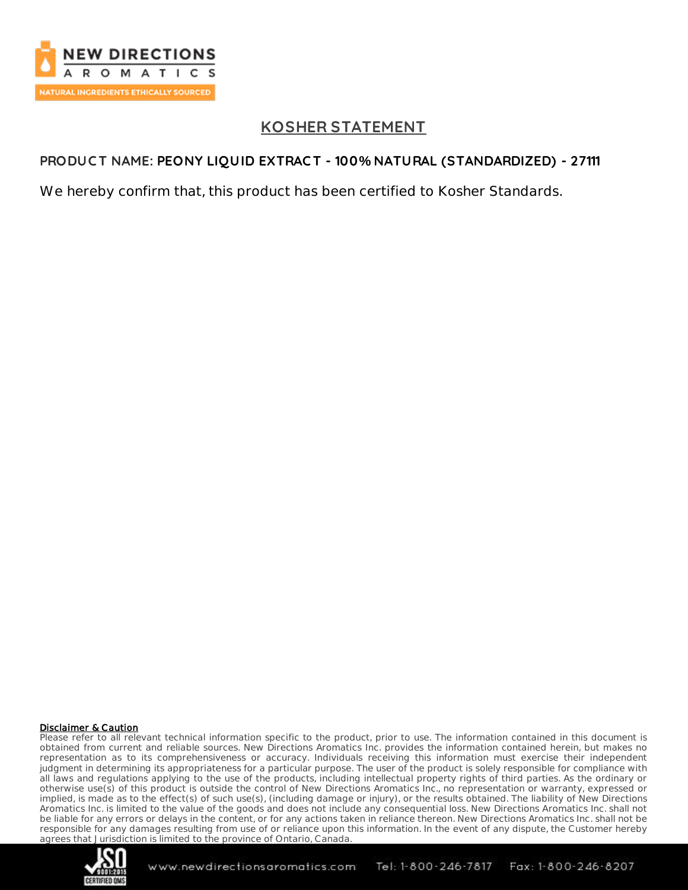# KOSHER STATEMENT

**PRODUCT NAME: PEONY LIQUID EXTRACT - 100% NATURAL (STANDARDIZED) - 27111**

We hereby confirm that, this product has been certified to Kosher Standards.

**Disclaimer & Caution**

Please refer to all relevant technical information specific to the product, prior to use. The information contained in this document is obtained from current and reliable sources. New Directions Aromatics Inc. provides the information contained herein, but makes no representation as to its comprehensiveness or accuracy. Individuals receiving this information must exercise their independent judgment in determining its appropriateness for a particular purpose. The user of the product is solely responsible for compliance with all laws and regulations applying to the use of the products, including intellectual property rights of third parties. As the ordinary or otherwise use(s) of this product is outside the control of New Directions Aromatics Inc., no representation or warranty, expressed or implied, is made as to the effect(s) of such use(s), (including damage or injury), or the results obtained. The liability of New Directions Aromatics Inc. is limited to the value of the goods and does not include any consequential loss. New Directions Aromatics Inc. shall not be liable for any errors or delays in the content, or for any actions taken in reliance thereon. New Directions Aromatics Inc. shall not be responsible for any damages resulting from use of or reliance upon this information. In the event of any dispute, the Customer hereby agrees that Jurisdiction is limited to the province of Ontario, Canada.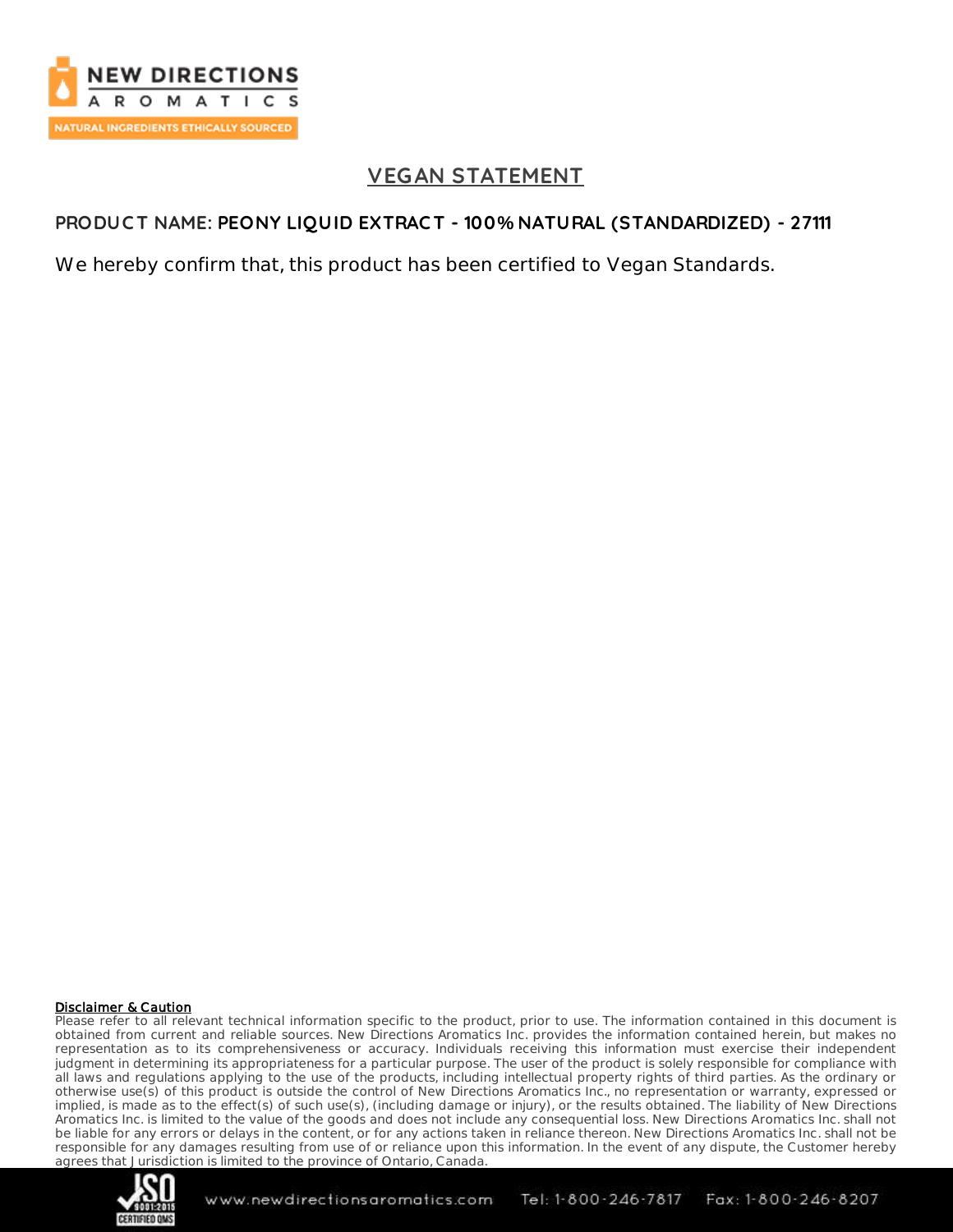# VEGAN STATEMENT

**PRODUCT NAME: PEONY LIQUID EXTRACT - 100% NATURAL (STANDARDIZED) - 27111**

We hereby confirm that, this product has been certified to Vegan Standards.

**Disclaimer & Caution**

Please refer to all relevant technical information specific to the product, prior to use. The information contained in this document is obtained from current and reliable sources. New Directions Aromatics Inc. provides the information contained herein, but makes no representation as to its comprehensiveness or accuracy. Individuals receiving this information must exercise their independent judgment in determining its appropriateness for a particular purpose. The user of the product is solely responsible for compliance with all laws and regulations applying to the use of the products, including intellectual property rights of third parties. As the ordinary or otherwise use(s) of this product is outside the control of New Directions Aromatics Inc., no representation or warranty, expressed or implied, is made as to the effect(s) of such use(s), (including damage or injury), or the results obtained. The liability of New Directions Aromatics Inc. is limited to the value of the goods and does not include any consequential loss. New Directions Aromatics Inc. shall not be liable for any errors or delays in the content, or for any actions taken in reliance thereon. New Directions Aromatics Inc. shall not be responsible for any damages resulting from use of or reliance upon this information. In the event of any dispute, the Customer hereby agrees that Jurisdiction is limited to the province of Ontario, Canada.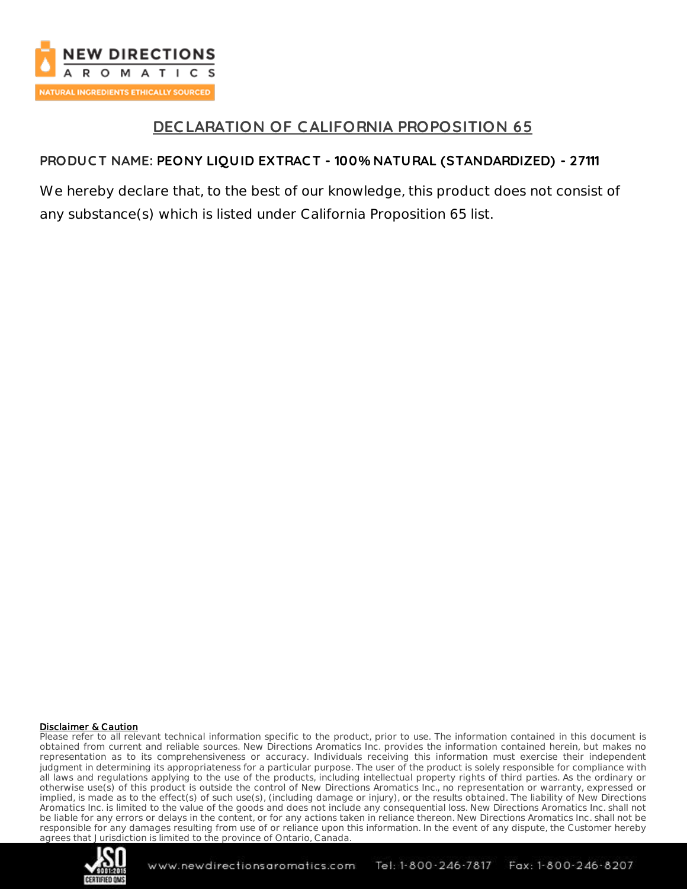# DECLARATION OF CALIFORNIA PROPOSITION 65

**PRODUCT NAME: PEONY LIQUID EXTRACT - 100% NATURAL (STANDARDIZED) - 27111**

We hereby declare that, to the best of our knowledge, this product does not consist of any substance(s) which is listed under California Proposition 65 list.

**Disclaimer & Caution**

Please refer to all relevant technical information specific to the product, prior to use. The information contained in this document is obtained from current and reliable sources. New Directions Aromatics Inc. provides the information contained herein, but makes no representation as to its comprehensiveness or accuracy. Individuals receiving this information must exercise their independent judgment in determining its appropriateness for a particular purpose. The user of the product is solely responsible for compliance with all laws and regulations applying to the use of the products, including intellectual property rights of third parties. As the ordinary or otherwise use(s) of this product is outside the control of New Directions Aromatics Inc., no representation or warranty, expressed or implied, is made as to the effect(s) of such use(s), (including damage or injury), or the results obtained. The liability of New Directions Aromatics Inc. is limited to the value of the goods and does not include any consequential loss. New Directions Aromatics Inc. shall not be liable for any errors or delays in the content, or for any actions taken in reliance thereon. New Directions Aromatics Inc. shall not be responsible for any damages resulting from use of or reliance upon this information. In the event of any dispute, the Customer hereby agrees that Jurisdiction is limited to the province of Ontario, Canada.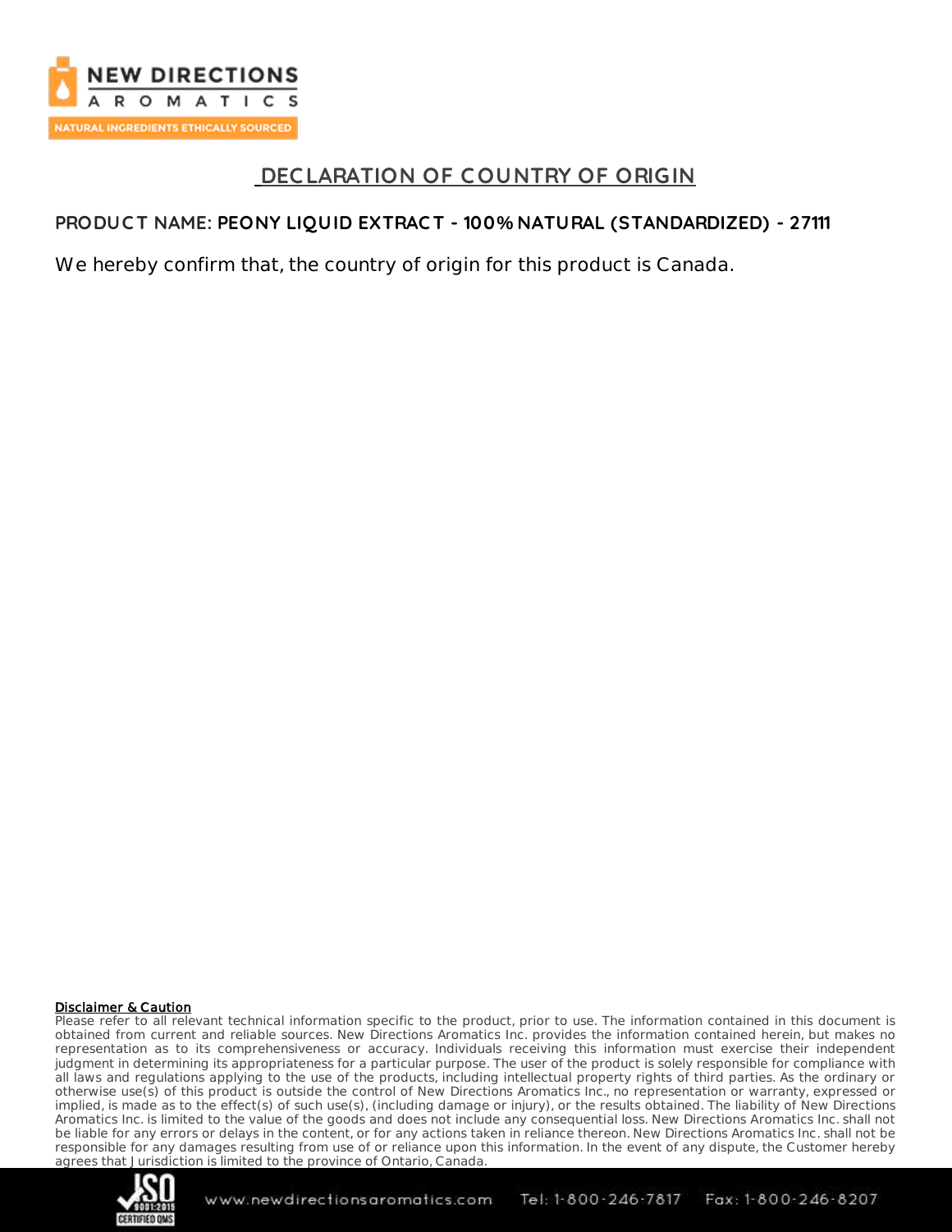# DECLARATION OF COUNTRY OF ORIGIN

**PRODUCT NAME: PEONY LIQUID EXTRACT - 100% NATURAL (STANDARDIZED) - 27111**

We hereby confirm that, the country of origin for this product is Canada.

**Disclaimer & Caution**

Please refer to all relevant technical information specific to the product, prior to use. The information contained in this document is obtained from current and reliable sources. New Directions Aromatics Inc. provides the information contained herein, but makes no representation as to its comprehensiveness or accuracy. Individuals receiving this information must exercise their independent judgment in determining its appropriateness for a particular purpose. The user of the product is solely responsible for compliance with all laws and regulations applying to the use of the products, including intellectual property rights of third parties. As the ordinary or otherwise use(s) of this product is outside the control of New Directions Aromatics Inc., no representation or warranty, expressed or implied, is made as to the effect(s) of such use(s), (including damage or injury), or the results obtained. The liability of New Directions Aromatics Inc. is limited to the value of the goods and does not include any consequential loss. New Directions Aromatics Inc. shall not be liable for any errors or delays in the content, or for any actions taken in reliance thereon. New Directions Aromatics Inc. shall not be responsible for any damages resulting from use of or reliance upon this information. In the event of any dispute, the Customer hereby agrees that Jurisdiction is limited to the province of Ontario, Canada.